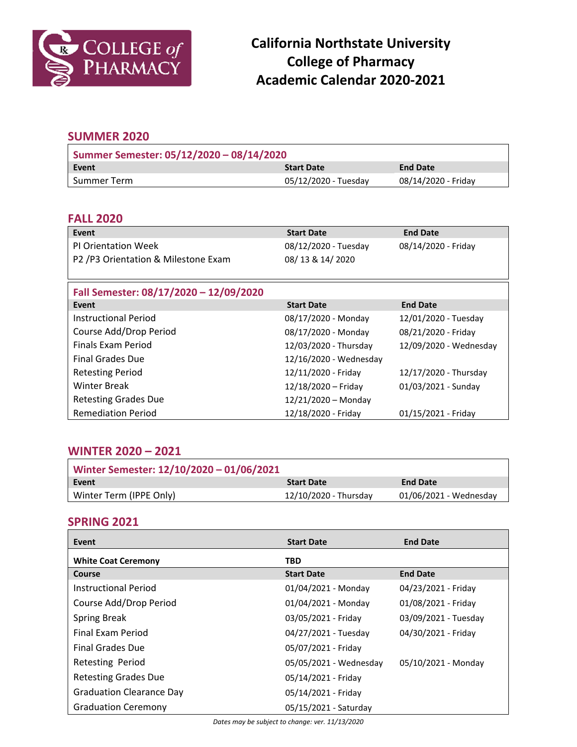# California Northstate University
# College of Pharmacy
# Academic Calendar 2020-2021

## SUMMER 2020

**Summer Semester: 05/12/2020 – 08/14/2020**

| Event | Start Date | End Date |
|---|---|---|
| Summer Term | 05/12/2020 - Tuesday | 08/14/2020 - Friday |

## FALL 2020

| Event | Start Date | End Date |
|---|---|---|
| PI Orientation Week | 08/12/2020 - Tuesday | 08/14/2020 - Friday |
| P2 /P3 Orientation & Milestone Exam | 08/ 13 & 14/ 2020 | |

**Fall Semester: 08/17/2020 – 12/09/2020**

| Event | Start Date | End Date |
|---|---|---|
| Instructional Period | 08/17/2020 - Monday | 12/01/2020 - Tuesday |
| Course Add/Drop Period | 08/17/2020 - Monday | 08/21/2020 - Friday |
| Finals Exam Period | 12/03/2020 - Thursday | 12/09/2020 - Wednesday |
| Final Grades Due | 12/16/2020 - Wednesday | |
| Retesting Period | 12/11/2020 - Friday | 12/17/2020 - Thursday |
| Winter Break | 12/18/2020 – Friday | 01/03/2021 - Sunday |
| Retesting Grades Due | 12/21/2020 – Monday | |
| Remediation Period | 12/18/2020 - Friday | 01/15/2021 - Friday |

## WINTER 2020 – 2021

**Winter Semester: 12/10/2020 – 01/06/2021**

| Event | Start Date | End Date |
|---|---|---|
| Winter Term (IPPE Only) | 12/10/2020 - Thursday | 01/06/2021 - Wednesday |

## SPRING 2021

| Event | Start Date | End Date |
|---|---|---|
| **White Coat Ceremony** | **TBD** | |
| **Course** | **Start Date** | **End Date** |
| Instructional Period | 01/04/2021 - Monday | 04/23/2021 - Friday |
| Course Add/Drop Period | 01/04/2021 - Monday | 01/08/2021 - Friday |
| Spring Break | 03/05/2021 - Friday | 03/09/2021 - Tuesday |
| Final Exam Period | 04/27/2021 - Tuesday | 04/30/2021 - Friday |
| Final Grades Due | 05/07/2021 - Friday | |
| Retesting Period | 05/05/2021 - Wednesday | 05/10/2021 - Monday |
| Retesting Grades Due | 05/14/2021 - Friday | |
| Graduation Clearance Day | 05/14/2021 - Friday | |
| Graduation Ceremony | 05/15/2021 - Saturday | |

*Dates may be subject to change: ver. 11/13/2020*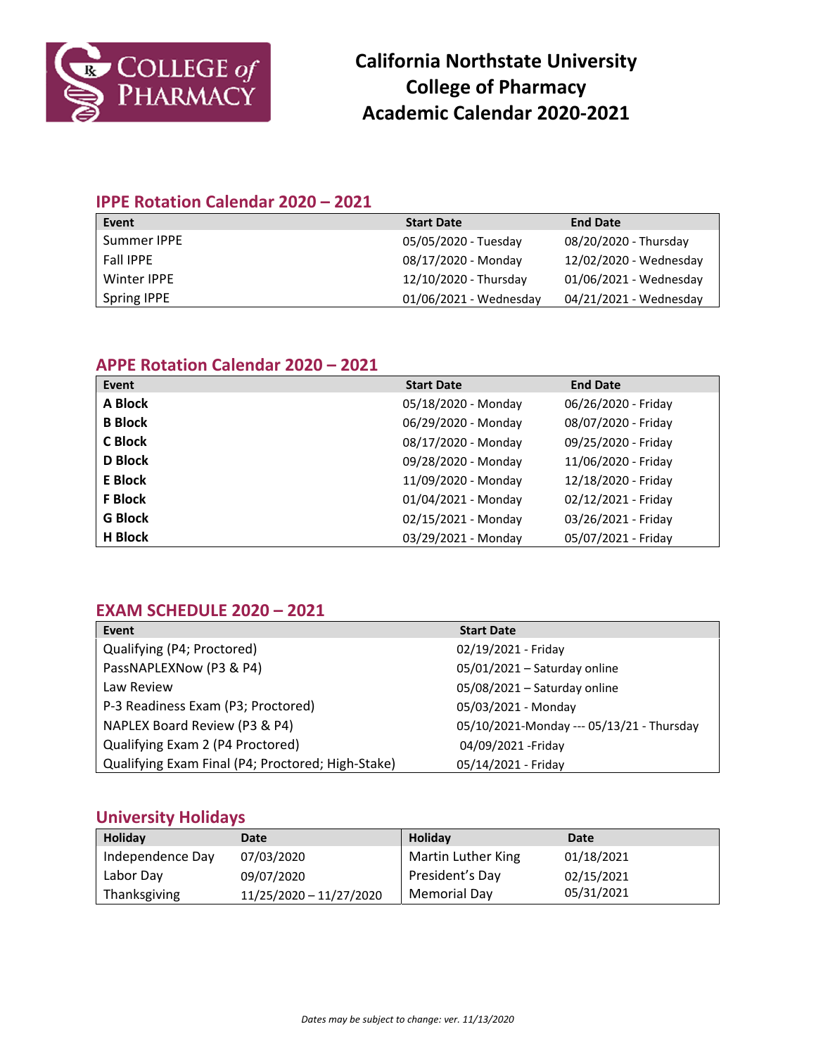# California Northstate University College of Pharmacy Academic Calendar 2020-2021

## IPPE Rotation Calendar 2020 – 2021

| Event | Start Date | End Date |
|---|---|---|
| Summer IPPE | 05/05/2020 - Tuesday | 08/20/2020 - Thursday |
| Fall IPPE | 08/17/2020 - Monday | 12/02/2020 - Wednesday |
| Winter IPPE | 12/10/2020 - Thursday | 01/06/2021 - Wednesday |
| Spring IPPE | 01/06/2021 - Wednesday | 04/21/2021 - Wednesday |

## APPE Rotation Calendar 2020 – 2021

| Event | Start Date | End Date |
|---|---|---|
| **A Block** | 05/18/2020 - Monday | 06/26/2020 - Friday |
| **B Block** | 06/29/2020 - Monday | 08/07/2020 - Friday |
| **C Block** | 08/17/2020 - Monday | 09/25/2020 - Friday |
| **D Block** | 09/28/2020 - Monday | 11/06/2020 - Friday |
| **E Block** | 11/09/2020 - Monday | 12/18/2020 - Friday |
| **F Block** | 01/04/2021 - Monday | 02/12/2021 - Friday |
| **G Block** | 02/15/2021 - Monday | 03/26/2021 - Friday |
| **H Block** | 03/29/2021 - Monday | 05/07/2021 - Friday |

## EXAM SCHEDULE 2020 – 2021

| Event | Start Date |
|---|---|
| Qualifying (P4; Proctored) | 02/19/2021 - Friday |
| PassNAPLEXNow (P3 & P4) | 05/01/2021 – Saturday online |
| Law Review | 05/08/2021 – Saturday online |
| P-3 Readiness Exam (P3; Proctored) | 05/03/2021 - Monday |
| NAPLEX Board Review (P3 & P4) | 05/10/2021-Monday --- 05/13/21 - Thursday |
| Qualifying Exam 2 (P4 Proctored) | 04/09/2021 -Friday |
| Qualifying Exam Final (P4; Proctored; High-Stake) | 05/14/2021 - Friday |

## University Holidays

| Holiday | Date | Holiday | Date |
|---|---|---|---|
| Independence Day | 07/03/2020 | Martin Luther King | 01/18/2021 |
| Labor Day | 09/07/2020 | President's Day | 02/15/2021 |
| Thanksgiving | 11/25/2020 – 11/27/2020 | Memorial Day | 05/31/2021 |

*Dates may be subject to change: ver. 11/13/2020*